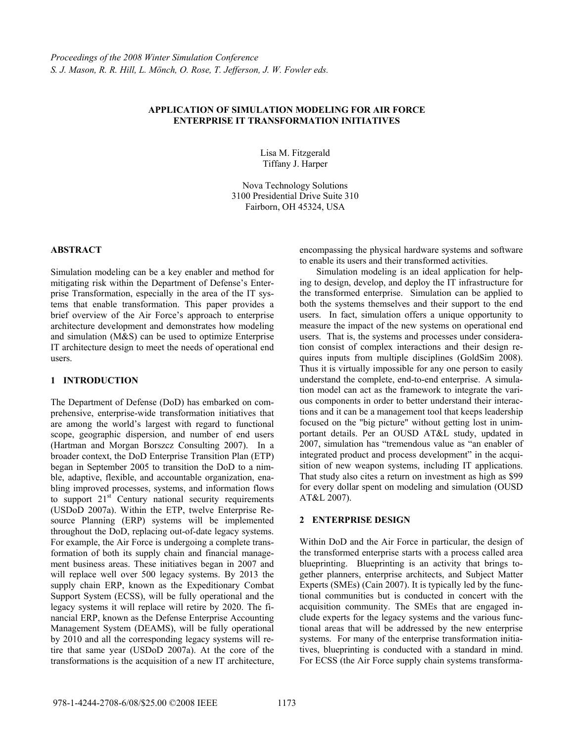*Proceedings of the 2008 Winter Simulation Conference*
*S. J. Mason, R. R. Hill, L. Mönch, O. Rose, T. Jefferson, J. W. Fowler eds.*

# APPLICATION OF SIMULATION MODELING FOR AIR FORCE ENTERPRISE IT TRANSFORMATION INITIATIVES

Lisa M. Fitzgerald
Tiffany J. Harper

Nova Technology Solutions
3100 Presidential Drive Suite 310
Fairborn, OH 45324, USA

## ABSTRACT

Simulation modeling can be a key enabler and method for mitigating risk within the Department of Defense's Enterprise Transformation, especially in the area of the IT systems that enable transformation. This paper provides a brief overview of the Air Force's approach to enterprise architecture development and demonstrates how modeling and simulation (M&S) can be used to optimize Enterprise IT architecture design to meet the needs of operational end users.

## 1 INTRODUCTION

The Department of Defense (DoD) has embarked on comprehensive, enterprise-wide transformation initiatives that are among the world's largest with regard to functional scope, geographic dispersion, and number of end users (Hartman and Morgan Borszcz Consulting 2007). In a broader context, the DoD Enterprise Transition Plan (ETP) began in September 2005 to transition the DoD to a nimble, adaptive, flexible, and accountable organization, enabling improved processes, systems, and information flows to support 21st Century national security requirements (USDoD 2007a). Within the ETP, twelve Enterprise Resource Planning (ERP) systems will be implemented throughout the DoD, replacing out-of-date legacy systems. For example, the Air Force is undergoing a complete transformation of both its supply chain and financial management business areas. These initiatives began in 2007 and will replace well over 500 legacy systems. By 2013 the supply chain ERP, known as the Expeditionary Combat Support System (ECSS), will be fully operational and the legacy systems it will replace will retire by 2020. The financial ERP, known as the Defense Enterprise Accounting Management System (DEAMS), will be fully operational by 2010 and all the corresponding legacy systems will retire that same year (USDoD 2007a). At the core of the transformations is the acquisition of a new IT architecture, encompassing the physical hardware systems and software to enable its users and their transformed activities.

Simulation modeling is an ideal application for helping to design, develop, and deploy the IT infrastructure for the transformed enterprise. Simulation can be applied to both the systems themselves and their support to the end users. In fact, simulation offers a unique opportunity to measure the impact of the new systems on operational end users. That is, the systems and processes under consideration consist of complex interactions and their design requires inputs from multiple disciplines (GoldSim 2008). Thus it is virtually impossible for any one person to easily understand the complete, end-to-end enterprise. A simulation model can act as the framework to integrate the various components in order to better understand their interactions and it can be a management tool that keeps leadership focused on the "big picture" without getting lost in unimportant details. Per an OUSD AT&L study, updated in 2007, simulation has "tremendous value as "an enabler of integrated product and process development" in the acquisition of new weapon systems, including IT applications. That study also cites a return on investment as high as $99 for every dollar spent on modeling and simulation (OUSD AT&L 2007).

## 2 ENTERPRISE DESIGN

Within DoD and the Air Force in particular, the design of the transformed enterprise starts with a process called area blueprinting. Blueprinting is an activity that brings together planners, enterprise architects, and Subject Matter Experts (SMEs) (Cain 2007). It is typically led by the functional communities but is conducted in concert with the acquisition community. The SMEs that are engaged include experts for the legacy systems and the various functional areas that will be addressed by the new enterprise systems. For many of the enterprise transformation initiatives, blueprinting is conducted with a standard in mind. For ECSS (the Air Force supply chain systems transforma-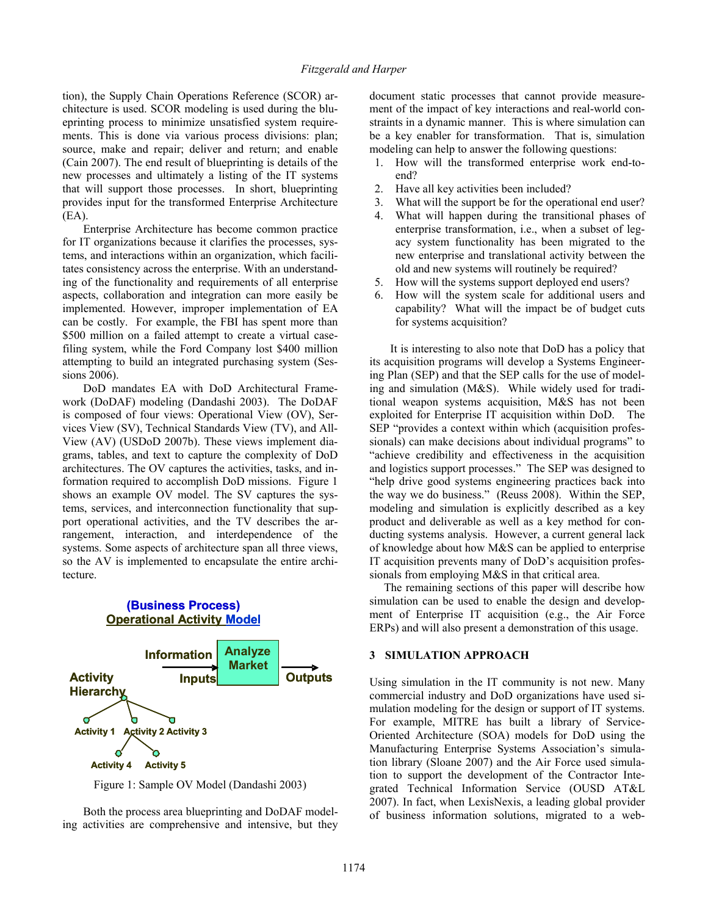tion), the Supply Chain Operations Reference (SCOR) architecture is used. SCOR modeling is used during the blueprinting process to minimize unsatisfied system requirements. This is done via various process divisions: plan; source, make and repair; deliver and return; and enable (Cain 2007). The end result of blueprinting is details of the new processes and ultimately a listing of the IT systems that will support those processes. In short, blueprinting provides input for the transformed Enterprise Architecture (EA).

Enterprise Architecture has become common practice for IT organizations because it clarifies the processes, systems, and interactions within an organization, which facilitates consistency across the enterprise. With an understanding of the functionality and requirements of all enterprise aspects, collaboration and integration can more easily be implemented. However, improper implementation of EA can be costly. For example, the FBI has spent more than $500 million on a failed attempt to create a virtual case-filing system, while the Ford Company lost $400 million attempting to build an integrated purchasing system (Sessions 2006).

DoD mandates EA with DoD Architectural Framework (DoDAF) modeling (Dandashi 2003). The DoDAF is composed of four views: Operational View (OV), Services View (SV), Technical Standards View (TV), and All-View (AV) (USDoD 2007b). These views implement diagrams, tables, and text to capture the complexity of DoD architectures. The OV captures the activities, tasks, and information required to accomplish DoD missions. Figure 1 shows an example OV model. The SV captures the systems, services, and interconnection functionality that support operational activities, and the TV describes the arrangement, interaction, and interdependence of the systems. Some aspects of architecture span all three views, so the AV is implemented to encapsulate the entire architecture.

(Business Process)
Operational Activity Model

Information Inputs — Analyze Market — Outputs

Activity Hierarchy: Activity 1, Activity 2, Activity 3, Activity 4, Activity 5

Figure 1: Sample OV Model (Dandashi 2003)

Both the process area blueprinting and DoDAF modeling activities are comprehensive and intensive, but they document static processes that cannot provide measurement of the impact of key interactions and real-world constraints in a dynamic manner. This is where simulation can be a key enabler for transformation. That is, simulation modeling can help to answer the following questions:

1. How will the transformed enterprise work end-to-end?
2. Have all key activities been included?
3. What will the support be for the operational end user?
4. What will happen during the transitional phases of enterprise transformation, i.e., when a subset of legacy system functionality has been migrated to the new enterprise and translational activity between the old and new systems will routinely be required?
5. How will the systems support deployed end users?
6. How will the system scale for additional users and capability? What will the impact be of budget cuts for systems acquisition?

It is interesting to also note that DoD has a policy that its acquisition programs will develop a Systems Engineering Plan (SEP) and that the SEP calls for the use of modeling and simulation (M&S). While widely used for traditional weapon systems acquisition, M&S has not been exploited for Enterprise IT acquisition within DoD. The SEP "provides a context within which (acquisition professionals) can make decisions about individual programs" to "achieve credibility and effectiveness in the acquisition and logistics support processes." The SEP was designed to "help drive good systems engineering practices back into the way we do business." (Reuss 2008). Within the SEP, modeling and simulation is explicitly described as a key product and deliverable as well as a key method for conducting systems analysis. However, a current general lack of knowledge about how M&S can be applied to enterprise IT acquisition prevents many of DoD's acquisition professionals from employing M&S in that critical area.

The remaining sections of this paper will describe how simulation can be used to enable the design and development of Enterprise IT acquisition (e.g., the Air Force ERPs) and will also present a demonstration of this usage.

## 3 SIMULATION APPROACH

Using simulation in the IT community is not new. Many commercial industry and DoD organizations have used simulation modeling for the design or support of IT systems. For example, MITRE has built a library of Service-Oriented Architecture (SOA) models for DoD using the Manufacturing Enterprise Systems Association's simulation library (Sloane 2007) and the Air Force used simulation to support the development of the Contractor Integrated Technical Information Service (OUSD AT&L 2007). In fact, when LexisNexis, a leading global provider of business information solutions, migrated to a web-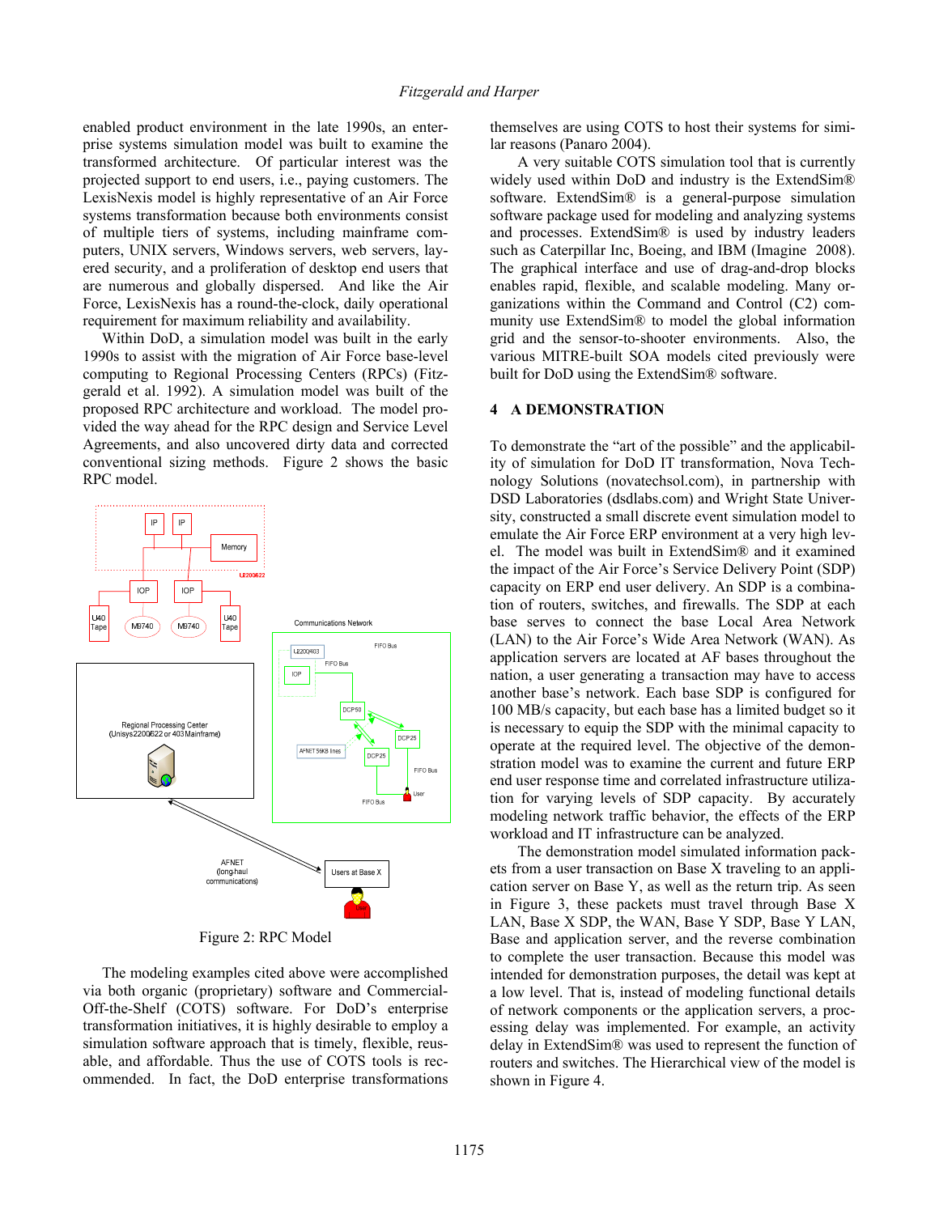enabled product environment in the late 1990s, an enterprise systems simulation model was built to examine the transformed architecture. Of particular interest was the projected support to end users, i.e., paying customers. The LexisNexis model is highly representative of an Air Force systems transformation because both environments consist of multiple tiers of systems, including mainframe computers, UNIX servers, Windows servers, web servers, layered security, and a proliferation of desktop end users that are numerous and globally dispersed. And like the Air Force, LexisNexis has a round-the-clock, daily operational requirement for maximum reliability and availability.

Within DoD, a simulation model was built in the early 1990s to assist with the migration of Air Force base-level computing to Regional Processing Centers (RPCs) (Fitzgerald et al. 1992). A simulation model was built of the proposed RPC architecture and workload. The model provided the way ahead for the RPC design and Service Level Agreements, and also uncovered dirty data and corrected conventional sizing methods. Figure 2 shows the basic RPC model.

Figure 2: RPC Model

The modeling examples cited above were accomplished via both organic (proprietary) software and Commercial-Off-the-Shelf (COTS) software. For DoD's enterprise transformation initiatives, it is highly desirable to employ a simulation software approach that is timely, flexible, reusable, and affordable. Thus the use of COTS tools is recommended. In fact, the DoD enterprise transformations themselves are using COTS to host their systems for similar reasons (Panaro 2004).

A very suitable COTS simulation tool that is currently widely used within DoD and industry is the ExtendSim® software. ExtendSim® is a general-purpose simulation software package used for modeling and analyzing systems and processes. ExtendSim® is used by industry leaders such as Caterpillar Inc, Boeing, and IBM (Imagine 2008). The graphical interface and use of drag-and-drop blocks enables rapid, flexible, and scalable modeling. Many organizations within the Command and Control (C2) community use ExtendSim® to model the global information grid and the sensor-to-shooter environments. Also, the various MITRE-built SOA models cited previously were built for DoD using the ExtendSim® software.

## 4 A DEMONSTRATION

To demonstrate the "art of the possible" and the applicability of simulation for DoD IT transformation, Nova Technology Solutions (novatechsol.com), in partnership with DSD Laboratories (dsdlabs.com) and Wright State University, constructed a small discrete event simulation model to emulate the Air Force ERP environment at a very high level. The model was built in ExtendSim® and it examined the impact of the Air Force's Service Delivery Point (SDP) capacity on ERP end user delivery. An SDP is a combination of routers, switches, and firewalls. The SDP at each base serves to connect the base Local Area Network (LAN) to the Air Force's Wide Area Network (WAN). As application servers are located at AF bases throughout the nation, a user generating a transaction may have to access another base's network. Each base SDP is configured for 100 MB/s capacity, but each base has a limited budget so it is necessary to equip the SDP with the minimal capacity to operate at the required level. The objective of the demonstration model was to examine the current and future ERP end user response time and correlated infrastructure utilization for varying levels of SDP capacity. By accurately modeling network traffic behavior, the effects of the ERP workload and IT infrastructure can be analyzed.

The demonstration model simulated information packets from a user transaction on Base X traveling to an application server on Base Y, as well as the return trip. As seen in Figure 3, these packets must travel through Base X LAN, Base X SDP, the WAN, Base Y SDP, Base Y LAN, Base and application server, and the reverse combination to complete the user transaction. Because this model was intended for demonstration purposes, the detail was kept at a low level. That is, instead of modeling functional details of network components or the application servers, a processing delay was implemented. For example, an activity delay in ExtendSim® was used to represent the function of routers and switches. The Hierarchical view of the model is shown in Figure 4.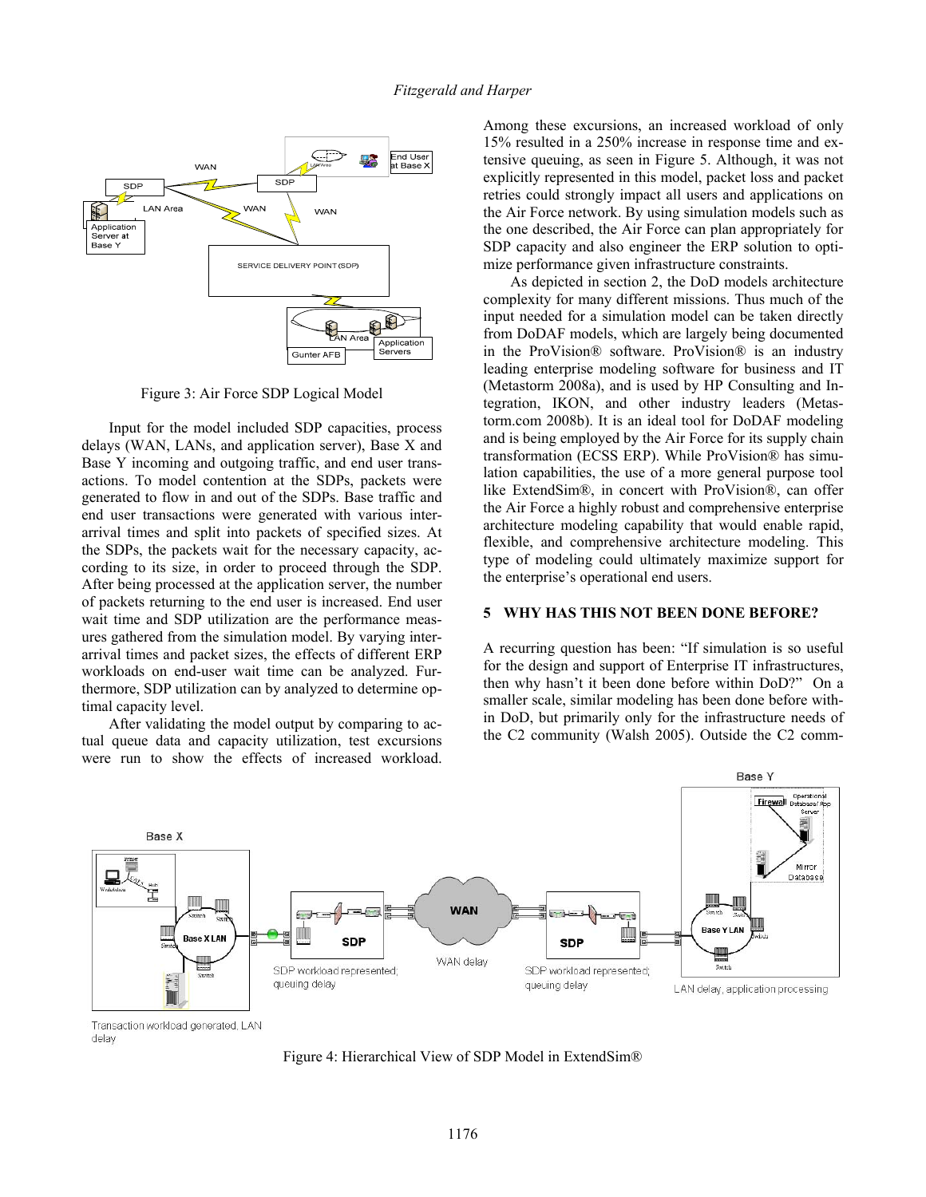Figure 3: Air Force SDP Logical Model

Input for the model included SDP capacities, process delays (WAN, LANs, and application server), Base X and Base Y incoming and outgoing traffic, and end user transactions. To model contention at the SDPs, packets were generated to flow in and out of the SDPs. Base traffic and end user transactions were generated with various inter-arrival times and split into packets of specified sizes. At the SDPs, the packets wait for the necessary capacity, according to its size, in order to proceed through the SDP. After being processed at the application server, the number of packets returning to the end user is increased. End user wait time and SDP utilization are the performance measures gathered from the simulation model. By varying inter-arrival times and packet sizes, the effects of different ERP workloads on end-user wait time can be analyzed. Furthermore, SDP utilization can by analyzed to determine optimal capacity level.

After validating the model output by comparing to actual queue data and capacity utilization, test excursions were run to show the effects of increased workload. Among these excursions, an increased workload of only 15% resulted in a 250% increase in response time and extensive queuing, as seen in Figure 5. Although, it was not explicitly represented in this model, packet loss and packet retries could strongly impact all users and applications on the Air Force network. By using simulation models such as the one described, the Air Force can plan appropriately for SDP capacity and also engineer the ERP solution to optimize performance given infrastructure constraints.

As depicted in section 2, the DoD models architecture complexity for many different missions. Thus much of the input needed for a simulation model can be taken directly from DoDAF models, which are largely being documented in the ProVision® software. ProVision® is an industry leading enterprise modeling software for business and IT (Metastorm 2008a), and is used by HP Consulting and Integration, IKON, and other industry leaders (Metastorm.com 2008b). It is an ideal tool for DoDAF modeling and is being employed by the Air Force for its supply chain transformation (ECSS ERP). While ProVision® has simulation capabilities, the use of a more general purpose tool like ExtendSim®, in concert with ProVision®, can offer the Air Force a highly robust and comprehensive enterprise architecture modeling capability that would enable rapid, flexible, and comprehensive architecture modeling. This type of modeling could ultimately maximize support for the enterprise's operational end users.

## 5 WHY HAS THIS NOT BEEN DONE BEFORE?

A recurring question has been: "If simulation is so useful for the design and support of Enterprise IT infrastructures, then why hasn't it been done before within DoD?" On a smaller scale, similar modeling has been done before within DoD, but primarily only for the infrastructure needs of the C2 community (Walsh 2005). Outside the C2 comm-

Figure 4: Hierarchical View of SDP Model in ExtendSim®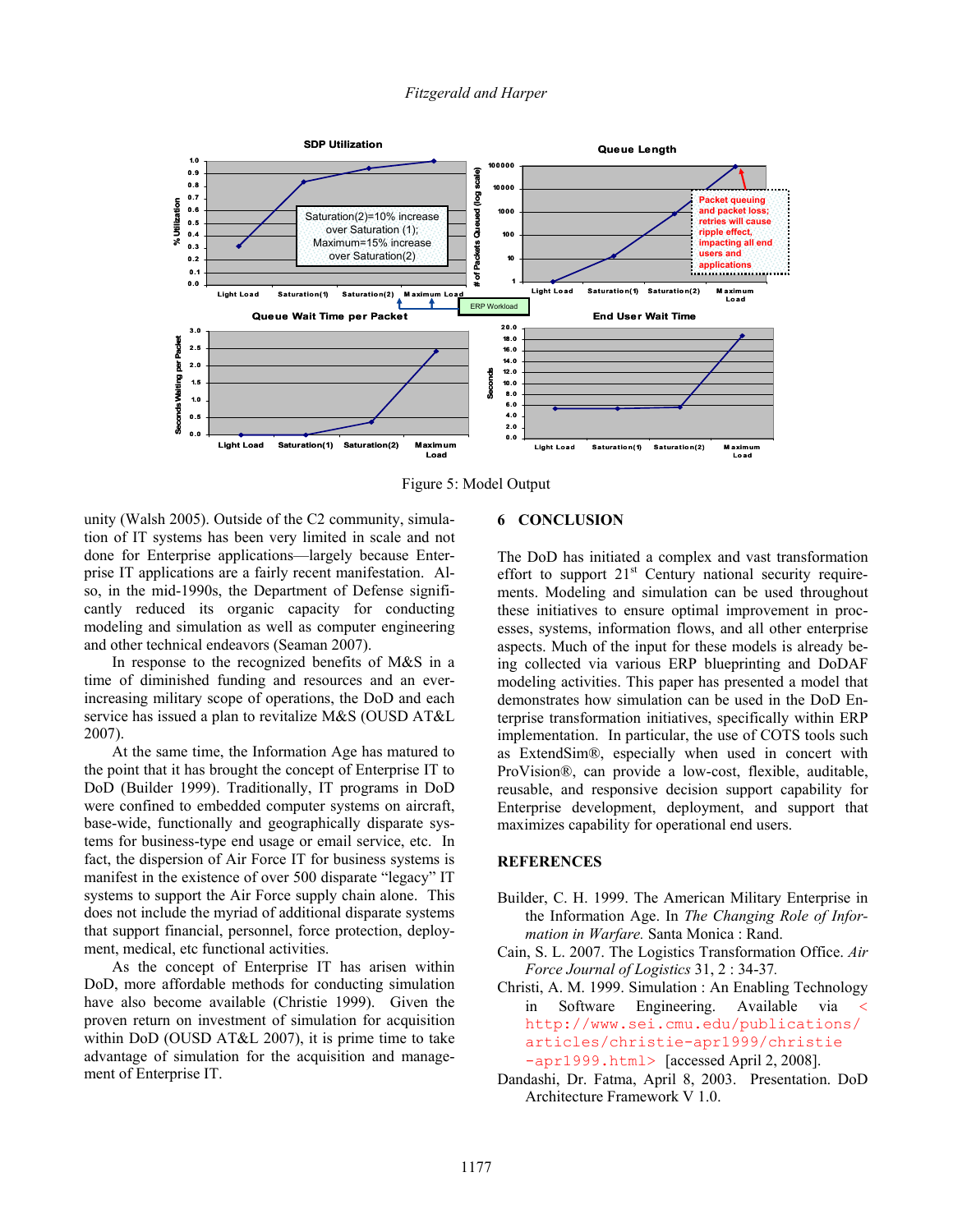Figure 5: Model Output

unity (Walsh 2005). Outside of the C2 community, simulation of IT systems has been very limited in scale and not done for Enterprise applications—largely because Enterprise IT applications are a fairly recent manifestation. Also, in the mid-1990s, the Department of Defense significantly reduced its organic capacity for conducting modeling and simulation as well as computer engineering and other technical endeavors (Seaman 2007).

In response to the recognized benefits of M&S in a time of diminished funding and resources and an ever-increasing military scope of operations, the DoD and each service has issued a plan to revitalize M&S (OUSD AT&L 2007).

At the same time, the Information Age has matured to the point that it has brought the concept of Enterprise IT to DoD (Builder 1999). Traditionally, IT programs in DoD were confined to embedded computer systems on aircraft, base-wide, functionally and geographically disparate systems for business-type end usage or email service, etc. In fact, the dispersion of Air Force IT for business systems is manifest in the existence of over 500 disparate "legacy" IT systems to support the Air Force supply chain alone. This does not include the myriad of additional disparate systems that support financial, personnel, force protection, deployment, medical, etc functional activities.

As the concept of Enterprise IT has arisen within DoD, more affordable methods for conducting simulation have also become available (Christie 1999). Given the proven return on investment of simulation for acquisition within DoD (OUSD AT&L 2007), it is prime time to take advantage of simulation for the acquisition and management of Enterprise IT.

## 6 CONCLUSION

The DoD has initiated a complex and vast transformation effort to support 21st Century national security requirements. Modeling and simulation can be used throughout these initiatives to ensure optimal improvement in processes, systems, information flows, and all other enterprise aspects. Much of the input for these models is already being collected via various ERP blueprinting and DoDAF modeling activities. This paper has presented a model that demonstrates how simulation can be used in the DoD Enterprise transformation initiatives, specifically within ERP implementation. In particular, the use of COTS tools such as ExtendSim®, especially when used in concert with ProVision®, can provide a low-cost, flexible, auditable, reusable, and responsive decision support capability for Enterprise development, deployment, and support that maximizes capability for operational end users.

## REFERENCES

Builder, C. H. 1999. The American Military Enterprise in the Information Age. In *The Changing Role of Information in Warfare.* Santa Monica : Rand.

Cain, S. L. 2007. The Logistics Transformation Office. *Air Force Journal of Logistics* 31, 2 : 34-37.

Christi, A. M. 1999. Simulation : An Enabling Technology in Software Engineering. Available via <http://www.sei.cmu.edu/publications/articles/christie-apr1999/christie-apr1999.html> [accessed April 2, 2008].

Dandashi, Dr. Fatma, April 8, 2003. Presentation. DoD Architecture Framework V 1.0.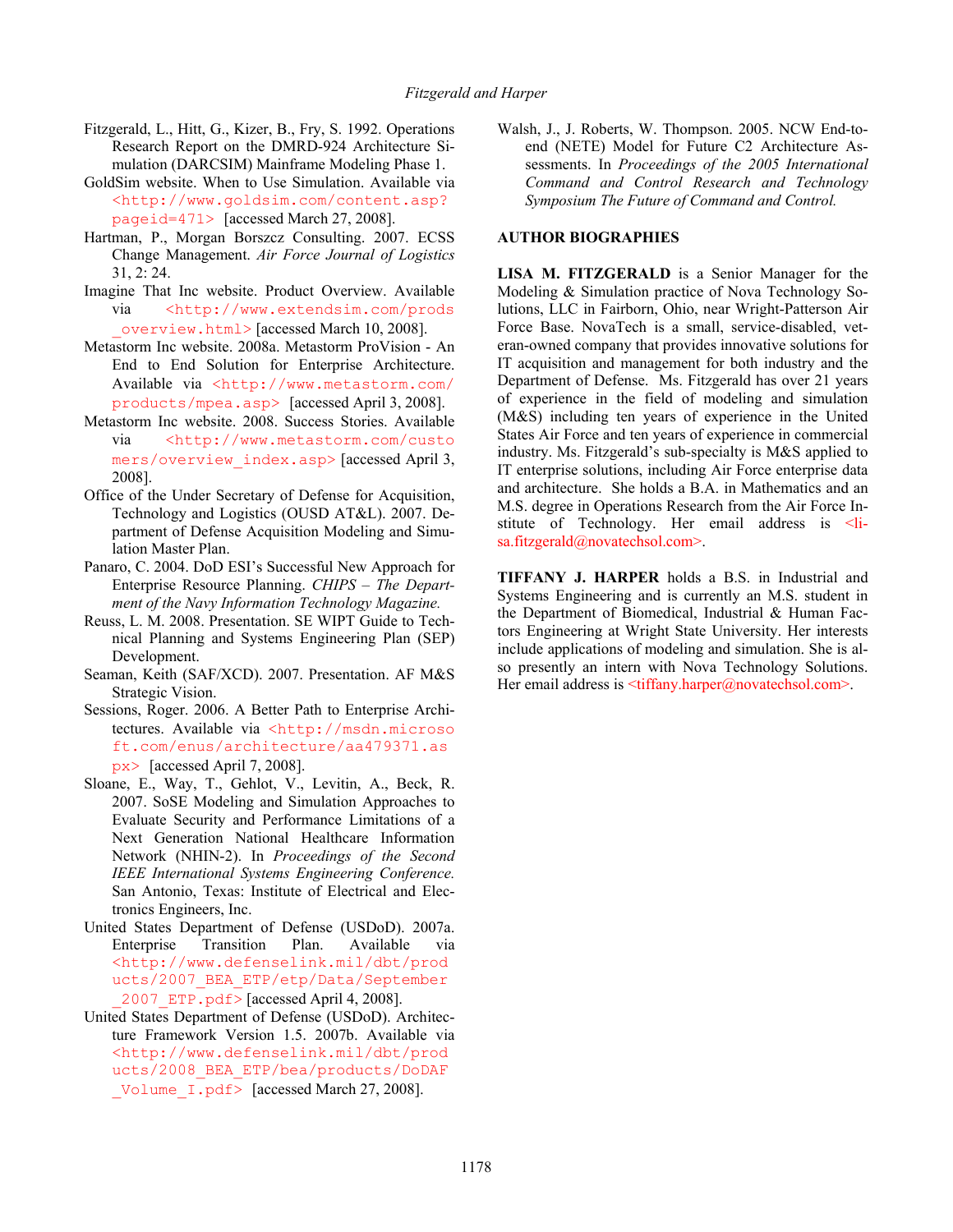Fitzgerald, L., Hitt, G., Kizer, B., Fry, S. 1992. Operations Research Report on the DMRD-924 Architecture Simulation (DARCSIM) Mainframe Modeling Phase 1.

GoldSim website. When to Use Simulation. Available via <http://www.goldsim.com/content.asp?pageid=471> [accessed March 27, 2008].

Hartman, P., Morgan Borszcz Consulting. 2007. ECSS Change Management. *Air Force Journal of Logistics* 31, 2: 24.

Imagine That Inc website. Product Overview. Available via <http://www.extendsim.com/prods_overview.html> [accessed March 10, 2008].

Metastorm Inc website. 2008a. Metastorm ProVision - An End to End Solution for Enterprise Architecture. Available via <http://www.metastorm.com/products/mpea.asp> [accessed April 3, 2008].

Metastorm Inc website. 2008. Success Stories. Available via <http://www.metastorm.com/customers/overview_index.asp> [accessed April 3, 2008].

Office of the Under Secretary of Defense for Acquisition, Technology and Logistics (OUSD AT&L). 2007. Department of Defense Acquisition Modeling and Simulation Master Plan.

Panaro, C. 2004. DoD ESI's Successful New Approach for Enterprise Resource Planning. *CHIPS – The Department of the Navy Information Technology Magazine.*

Reuss, L. M. 2008. Presentation. SE WIPT Guide to Technical Planning and Systems Engineering Plan (SEP) Development.

Seaman, Keith (SAF/XCD). 2007. Presentation. AF M&S Strategic Vision.

Sessions, Roger. 2006. A Better Path to Enterprise Architectures. Available via <http://msdn.microsoft.com/enus/architecture/aa479371.aspx> [accessed April 7, 2008].

Sloane, E., Way, T., Gehlot, V., Levitin, A., Beck, R. 2007. SoSE Modeling and Simulation Approaches to Evaluate Security and Performance Limitations of a Next Generation National Healthcare Information Network (NHIN-2). In *Proceedings of the Second IEEE International Systems Engineering Conference.* San Antonio, Texas: Institute of Electrical and Electronics Engineers, Inc.

United States Department of Defense (USDoD). 2007a. Enterprise Transition Plan. Available via <http://www.defenselink.mil/dbt/products/2007_BEA_ETP/etp/Data/September_2007_ETP.pdf> [accessed April 4, 2008].

United States Department of Defense (USDoD). Architecture Framework Version 1.5. 2007b. Available via <http://www.defenselink.mil/dbt/products/2008_BEA_ETP/bea/products/DoDAF_Volume_I.pdf> [accessed March 27, 2008].

Walsh, J., J. Roberts, W. Thompson. 2005. NCW End-to-end (NETE) Model for Future C2 Architecture Assessments. In *Proceedings of the 2005 International Command and Control Research and Technology Symposium The Future of Command and Control.*

## AUTHOR BIOGRAPHIES

**LISA M. FITZGERALD** is a Senior Manager for the Modeling & Simulation practice of Nova Technology Solutions, LLC in Fairborn, Ohio, near Wright-Patterson Air Force Base. NovaTech is a small, service-disabled, veteran-owned company that provides innovative solutions for IT acquisition and management for both industry and the Department of Defense. Ms. Fitzgerald has over 21 years of experience in the field of modeling and simulation (M&S) including ten years of experience in the United States Air Force and ten years of experience in commercial industry. Ms. Fitzgerald's sub-specialty is M&S applied to IT enterprise solutions, including Air Force enterprise data and architecture. She holds a B.A. in Mathematics and an M.S. degree in Operations Research from the Air Force Institute of Technology. Her email address is <lisa.fitzgerald@novatechsol.com>.

**TIFFANY J. HARPER** holds a B.S. in Industrial and Systems Engineering and is currently an M.S. student in the Department of Biomedical, Industrial & Human Factors Engineering at Wright State University. Her interests include applications of modeling and simulation. She is also presently an intern with Nova Technology Solutions. Her email address is <tiffany.harper@novatechsol.com>.